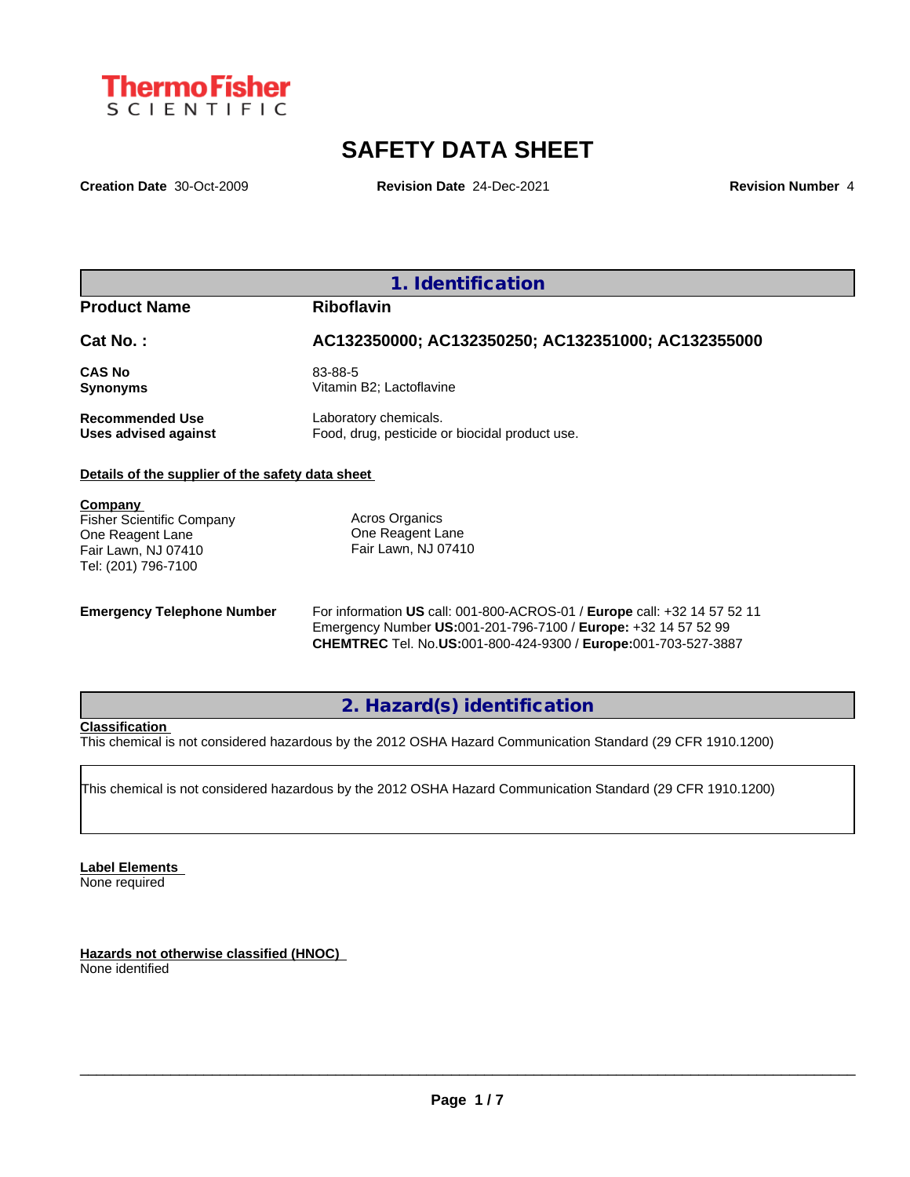ThermoFisher SCIENTIFIC

# SAFETY DATA SHEET

**Creation Date** 30-Oct-2009 **Revision Date** 24-Dec-2021 **Revision Number** 4

## 1. Identification

| | |
|---|---|
| **Product Name** | **Riboflavin** |
| **Cat No. :** | **AC132350000; AC132350250; AC132351000; AC132355000** |
| **CAS No** | 83-88-5 |
| **Synonyms** | Vitamin B2; Lactoflavine |
| **Recommended Use** | Laboratory chemicals. |
| **Uses advised against** | Food, drug, pesticide or biocidal product use. |

**Details of the supplier of the safety data sheet**

**Company**
Fisher Scientific Company
One Reagent Lane
Fair Lawn, NJ 07410
Tel: (201) 796-7100

Acros Organics
One Reagent Lane
Fair Lawn, NJ 07410

**Emergency Telephone Number**
For information **US** call: 001-800-ACROS-01 / **Europe** call: +32 14 57 52 11
Emergency Number **US:**001-201-796-7100 / **Europe:** +32 14 57 52 99
**CHEMTREC** Tel. No.**US:**001-800-424-9300 / **Europe:**001-703-527-3887

## 2. Hazard(s) identification

**Classification**
This chemical is not considered hazardous by the 2012 OSHA Hazard Communication Standard (29 CFR 1910.1200)

This chemical is not considered hazardous by the 2012 OSHA Hazard Communication Standard (29 CFR 1910.1200)

**Label Elements**
None required

**Hazards not otherwise classified (HNOC)**
None identified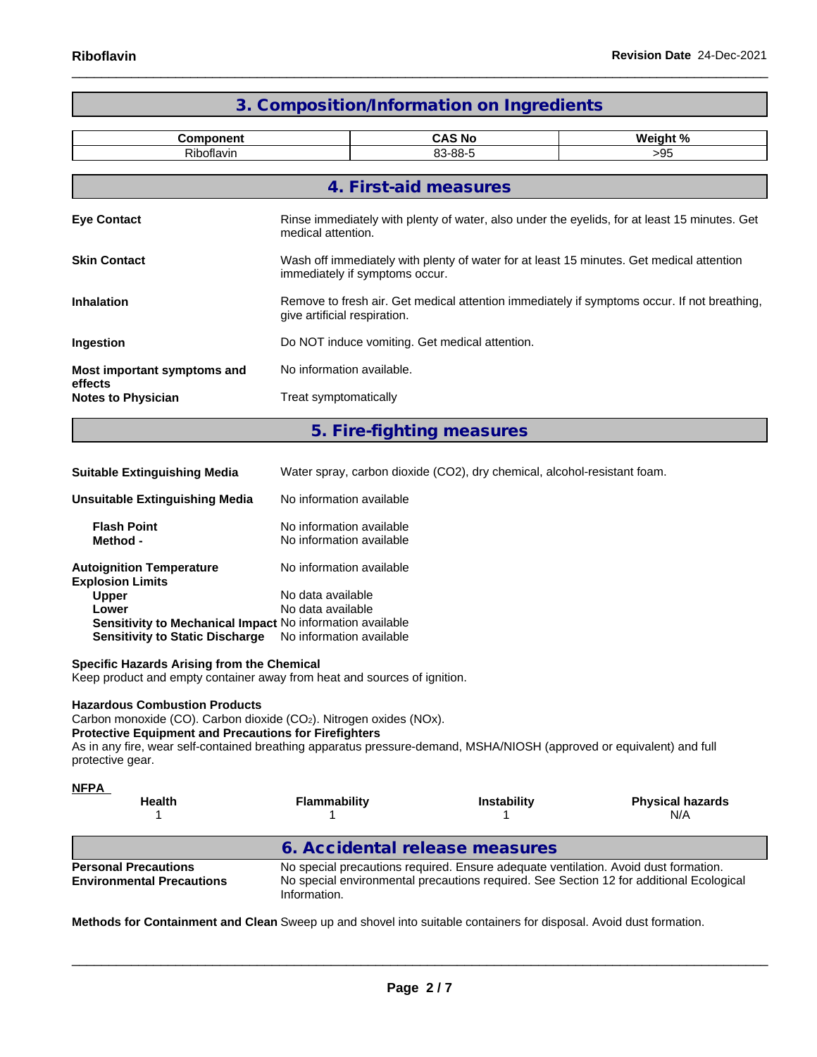## 3. Composition/Information on Ingredients

| Component | CAS No | Weight % |
|---|---|---|
| Riboflavin | 83-88-5 | >95 |

## 4. First-aid measures

**Eye Contact** Rinse immediately with plenty of water, also under the eyelids, for at least 15 minutes. Get medical attention.

**Skin Contact** Wash off immediately with plenty of water for at least 15 minutes. Get medical attention immediately if symptoms occur.

**Inhalation** Remove to fresh air. Get medical attention immediately if symptoms occur. If not breathing, give artificial respiration.

**Ingestion** Do NOT induce vomiting. Get medical attention.

**Most important symptoms and effects** No information available.

**Notes to Physician** Treat symptomatically

## 5. Fire-fighting measures

**Suitable Extinguishing Media** Water spray, carbon dioxide (CO2), dry chemical, alcohol-resistant foam.

**Unsuitable Extinguishing Media** No information available

**Flash Point** No information available
**Method -** No information available

**Autoignition Temperature** No information available
**Explosion Limits**
**Upper** No data available
**Lower** No data available
**Sensitivity to Mechanical Impact** No information available
**Sensitivity to Static Discharge** No information available

**Specific Hazards Arising from the Chemical**
Keep product and empty container away from heat and sources of ignition.

**Hazardous Combustion Products**
Carbon monoxide (CO). Carbon dioxide ($CO_2$). Nitrogen oxides (NOx).
**Protective Equipment and Precautions for Firefighters**
As in any fire, wear self-contained breathing apparatus pressure-demand, MSHA/NIOSH (approved or equivalent) and full protective gear.

**NFPA**

| Health | Flammability | Instability | Physical hazards |
|---|---|---|---|
| 1 | 1 | 1 | N/A |

## 6. Accidental release measures

**Personal Precautions** No special precautions required. Ensure adequate ventilation. Avoid dust formation.
**Environmental Precautions** No special environmental precautions required. See Section 12 for additional Ecological Information.

**Methods for Containment and Clean** Sweep up and shovel into suitable containers for disposal. Avoid dust formation.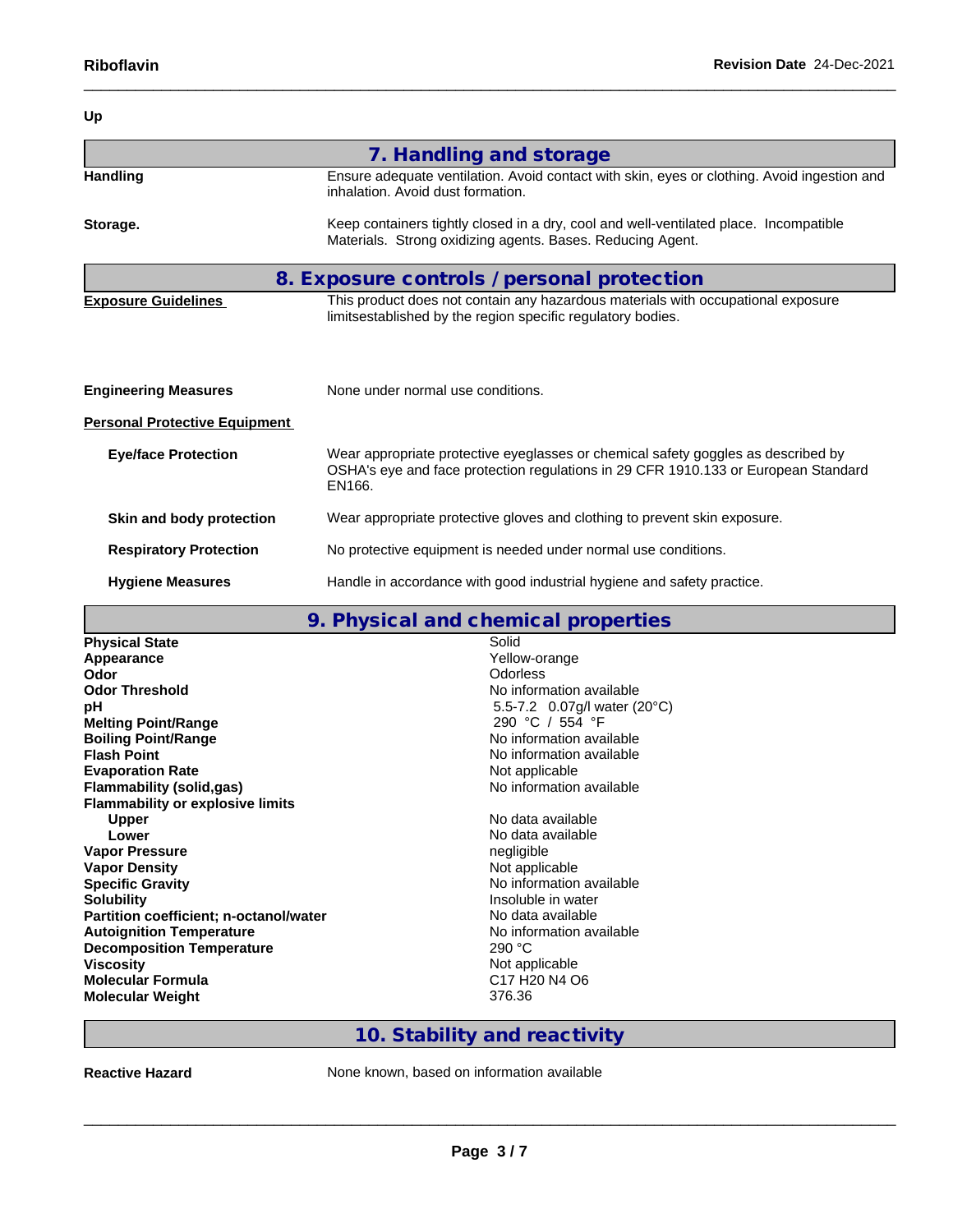Up

## 7. Handling and storage

| | |
|---|---|
| **Handling** | Ensure adequate ventilation. Avoid contact with skin, eyes or clothing. Avoid ingestion and inhalation. Avoid dust formation. |
| **Storage.** | Keep containers tightly closed in a dry, cool and well-ventilated place. Incompatible Materials. Strong oxidizing agents. Bases. Reducing Agent. |

## 8. Exposure controls / personal protection

| | |
|---|---|
| **Exposure Guidelines** | This product does not contain any hazardous materials with occupational exposure limitsestablished by the region specific regulatory bodies. |
| **Engineering Measures** | None under normal use conditions. |

**Personal Protective Equipment**

| | |
|---|---|
| **Eye/face Protection** | Wear appropriate protective eyeglasses or chemical safety goggles as described by OSHA's eye and face protection regulations in 29 CFR 1910.133 or European Standard EN166. |
| **Skin and body protection** | Wear appropriate protective gloves and clothing to prevent skin exposure. |
| **Respiratory Protection** | No protective equipment is needed under normal use conditions. |
| **Hygiene Measures** | Handle in accordance with good industrial hygiene and safety practice. |

## 9. Physical and chemical properties

| | |
|---|---|
| **Physical State** | Solid |
| **Appearance** | Yellow-orange |
| **Odor** | Odorless |
| **Odor Threshold** | No information available |
| **pH** | 5.5-7.2 0.07g/l water (20°C) |
| **Melting Point/Range** | 290 °C / 554 °F |
| **Boiling Point/Range** | No information available |
| **Flash Point** | No information available |
| **Evaporation Rate** | Not applicable |
| **Flammability (solid,gas)** | No information available |
| **Flammability or explosive limits** | |
| **Upper** | No data available |
| **Lower** | No data available |
| **Vapor Pressure** | negligible |
| **Vapor Density** | Not applicable |
| **Specific Gravity** | No information available |
| **Solubility** | Insoluble in water |
| **Partition coefficient; n-octanol/water** | No data available |
| **Autoignition Temperature** | No information available |
| **Decomposition Temperature** | 290 °C |
| **Viscosity** | Not applicable |
| **Molecular Formula** | C17 H20 N4 O6 |
| **Molecular Weight** | 376.36 |

## 10. Stability and reactivity

| | |
|---|---|
| **Reactive Hazard** | None known, based on information available |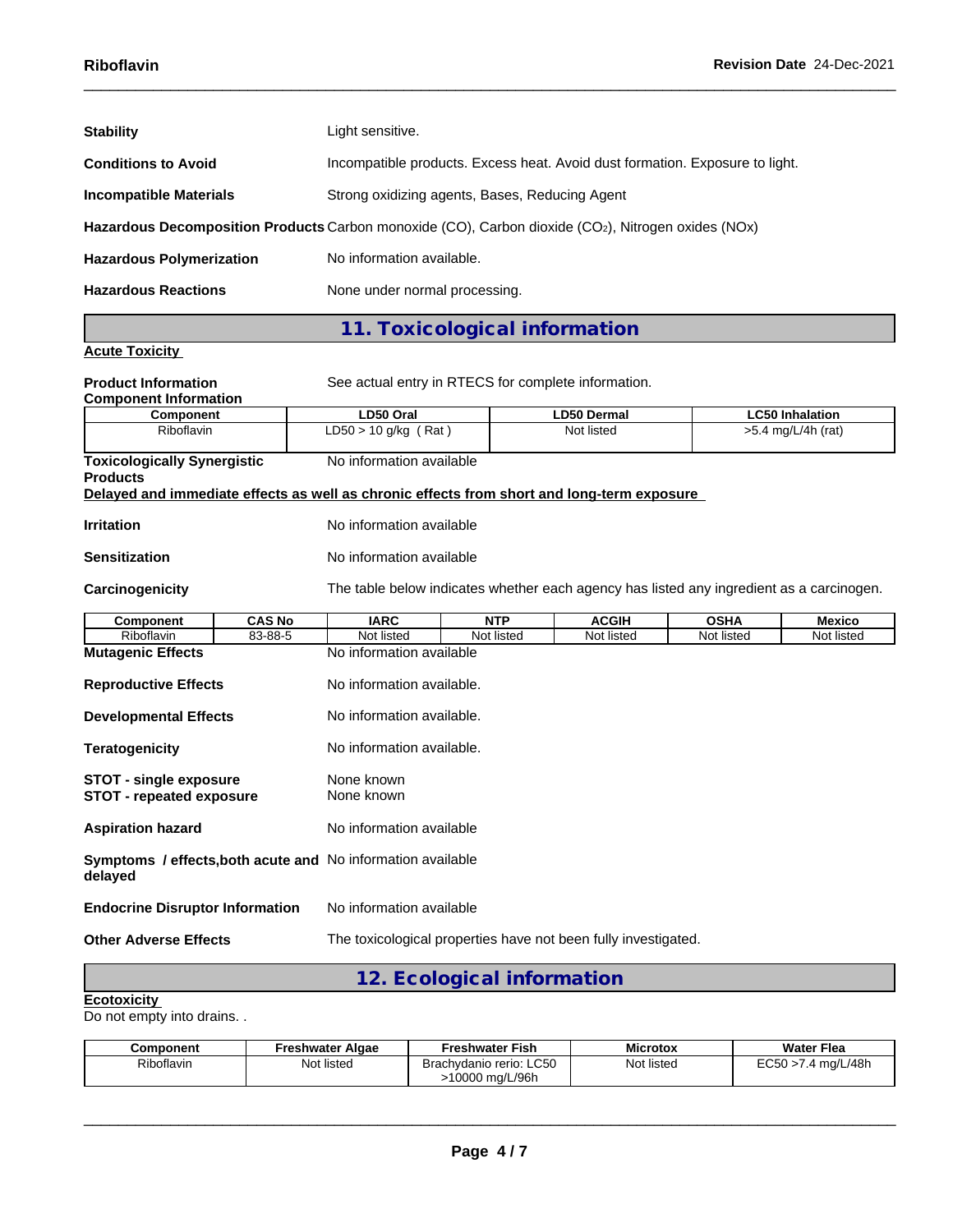**Stability** Light sensitive.

**Conditions to Avoid** Incompatible products. Excess heat. Avoid dust formation. Exposure to light.

**Incompatible Materials** Strong oxidizing agents, Bases, Reducing Agent

**Hazardous Decomposition Products** Carbon monoxide (CO), Carbon dioxide ($CO_2$), Nitrogen oxides (NOx)

**Hazardous Polymerization** No information available.

**Hazardous Reactions** None under normal processing.

## 11. Toxicological information

**Acute Toxicity**

**Product Information** See actual entry in RTECS for complete information.

**Component Information**

| Component | LD50 Oral | LD50 Dermal | LC50 Inhalation |
|---|---|---|---|
| Riboflavin | LD50 > 10 g/kg ( Rat ) | Not listed | >5.4 mg/L/4h (rat) |

**Toxicologically Synergistic Products** No information available

**Delayed and immediate effects as well as chronic effects from short and long-term exposure**

**Irritation** No information available

**Sensitization** No information available

**Carcinogenicity** The table below indicates whether each agency has listed any ingredient as a carcinogen.

| Component | CAS No | IARC | NTP | ACGIH | OSHA | Mexico |
|---|---|---|---|---|---|---|
| Riboflavin | 83-88-5 | Not listed | Not listed | Not listed | Not listed | Not listed |

**Mutagenic Effects** No information available

**Reproductive Effects** No information available.

**Developmental Effects** No information available.

**Teratogenicity** No information available.

**STOT - single exposure** None known
**STOT - repeated exposure** None known

**Aspiration hazard** No information available

**Symptoms / effects,both acute and delayed** No information available

**Endocrine Disruptor Information** No information available

**Other Adverse Effects** The toxicological properties have not been fully investigated.

## 12. Ecological information

**Ecotoxicity**

Do not empty into drains. .

| Component | Freshwater Algae | Freshwater Fish | Microtox | Water Flea |
|---|---|---|---|---|
| Riboflavin | Not listed | Brachydanio rerio: LC50 >10000 mg/L/96h | Not listed | EC50 >7.4 mg/L/48h |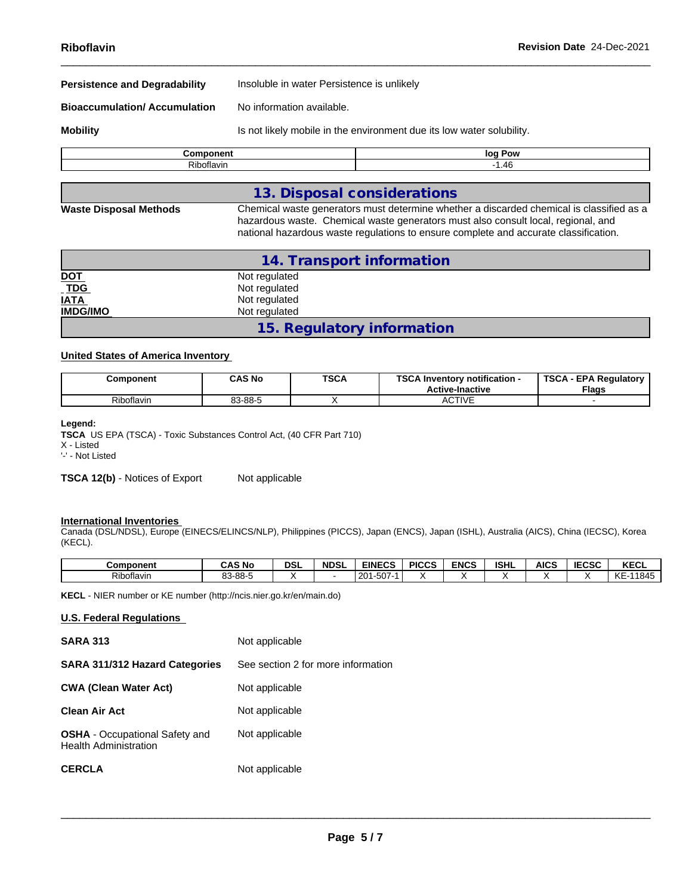**Persistence and Degradability** Insoluble in water Persistence is unlikely

**Bioaccumulation/ Accumulation** No information available.

**Mobility** Is not likely mobile in the environment due its low water solubility.

| Component | log Pow |
|---|---|
| Riboflavin | -1.46 |

## 13. Disposal considerations

**Waste Disposal Methods** Chemical waste generators must determine whether a discarded chemical is classified as a hazardous waste. Chemical waste generators must also consult local, regional, and national hazardous waste regulations to ensure complete and accurate classification.

## 14. Transport information

**DOT** Not regulated
**TDG** Not regulated
**IATA** Not regulated
**IMDG/IMO** Not regulated

## 15. Regulatory information

**United States of America Inventory**

| Component | CAS No | TSCA | TSCA Inventory notification - Active-Inactive | TSCA - EPA Regulatory Flags |
|---|---|---|---|---|
| Riboflavin | 83-88-5 | X | ACTIVE | - |

**Legend:**
**TSCA** US EPA (TSCA) - Toxic Substances Control Act, (40 CFR Part 710)
X - Listed
'-' - Not Listed

**TSCA 12(b)** - Notices of Export Not applicable

**International Inventories**
Canada (DSL/NDSL), Europe (EINECS/ELINCS/NLP), Philippines (PICCS), Japan (ENCS), Japan (ISHL), Australia (AICS), China (IECSC), Korea (KECL).

| Component | CAS No | DSL | NDSL | EINECS | PICCS | ENCS | ISHL | AICS | IECSC | KECL |
|---|---|---|---|---|---|---|---|---|---|---|
| Riboflavin | 83-88-5 | X | - | 201-507-1 | X | X | X | X | X | KE-11845 |

**KECL** - NIER number or KE number (http://ncis.nier.go.kr/en/main.do)

**U.S. Federal Regulations**

**SARA 313** Not applicable

**SARA 311/312 Hazard Categories** See section 2 for more information

**CWA (Clean Water Act)** Not applicable

**Clean Air Act** Not applicable

**OSHA** - Occupational Safety and Health Administration Not applicable

**CERCLA** Not applicable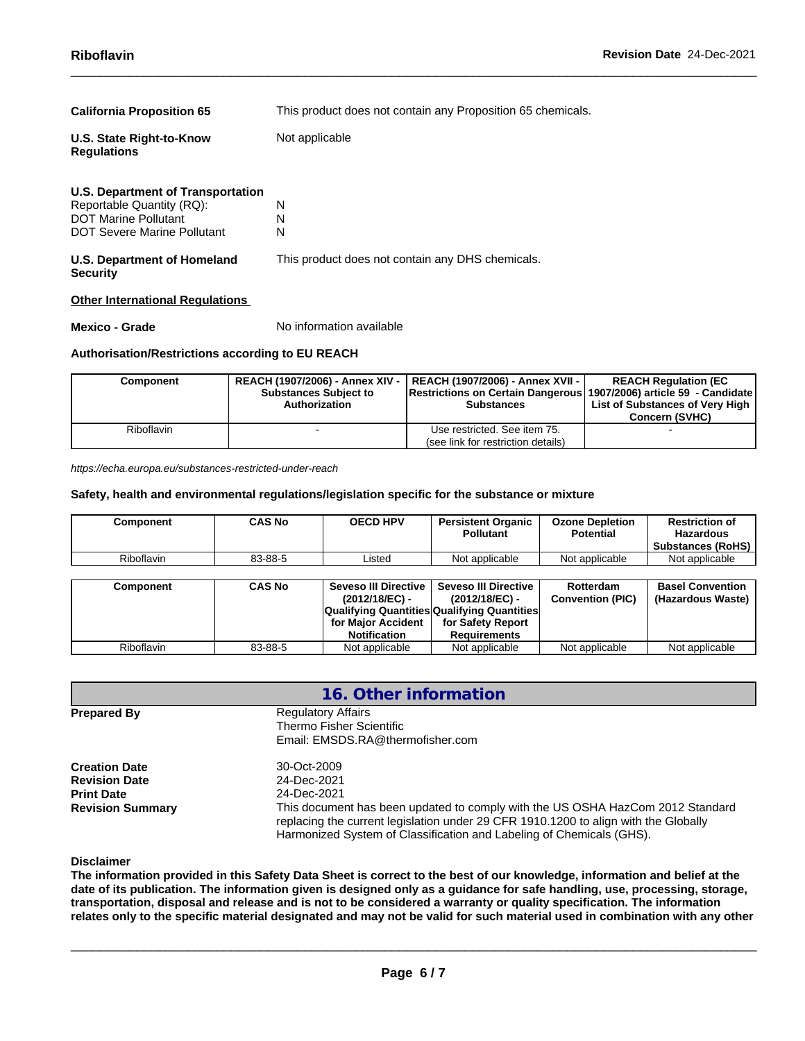**California Proposition 65** This product does not contain any Proposition 65 chemicals.

**U.S. State Right-to-Know Regulations** Not applicable

**U.S. Department of Transportation**

Reportable Quantity (RQ): N
DOT Marine Pollutant N
DOT Severe Marine Pollutant N

**U.S. Department of Homeland Security** This product does not contain any DHS chemicals.

**Other International Regulations**

**Mexico - Grade** No information available

**Authorisation/Restrictions according to EU REACH**

| Component | REACH (1907/2006) - Annex XIV - Substances Subject to Authorization | REACH (1907/2006) - Annex XVII - Restrictions on Certain Dangerous Substances | REACH Regulation (EC 1907/2006) article 59 - Candidate List of Substances of Very High Concern (SVHC) |
|---|---|---|---|
| Riboflavin | - | Use restricted. See item 75. (see link for restriction details) | - |

*https://echa.europa.eu/substances-restricted-under-reach*

**Safety, health and environmental regulations/legislation specific for the substance or mixture**

| Component | CAS No | OECD HPV | Persistent Organic Pollutant | Ozone Depletion Potential | Restriction of Hazardous Substances (RoHS) |
|---|---|---|---|---|---|
| Riboflavin | 83-88-5 | Listed | Not applicable | Not applicable | Not applicable |

| Component | CAS No | Seveso III Directive (2012/18/EC) - Qualifying Quantities for Major Accident Notification | Seveso III Directive (2012/18/EC) - Qualifying Quantities for Safety Report Requirements | Rotterdam Convention (PIC) | Basel Convention (Hazardous Waste) |
|---|---|---|---|---|---|
| Riboflavin | 83-88-5 | Not applicable | Not applicable | Not applicable | Not applicable |

## 16. Other information

**Prepared By** Regulatory Affairs
Thermo Fisher Scientific
Email: EMSDS.RA@thermofisher.com

**Creation Date** 30-Oct-2009
**Revision Date** 24-Dec-2021
**Print Date** 24-Dec-2021
**Revision Summary** This document has been updated to comply with the US OSHA HazCom 2012 Standard replacing the current legislation under 29 CFR 1910.1200 to align with the Globally Harmonized System of Classification and Labeling of Chemicals (GHS).

**Disclaimer**

**The information provided in this Safety Data Sheet is correct to the best of our knowledge, information and belief at the date of its publication. The information given is designed only as a guidance for safe handling, use, processing, storage, transportation, disposal and release and is not to be considered a warranty or quality specification. The information relates only to the specific material designated and may not be valid for such material used in combination with any other**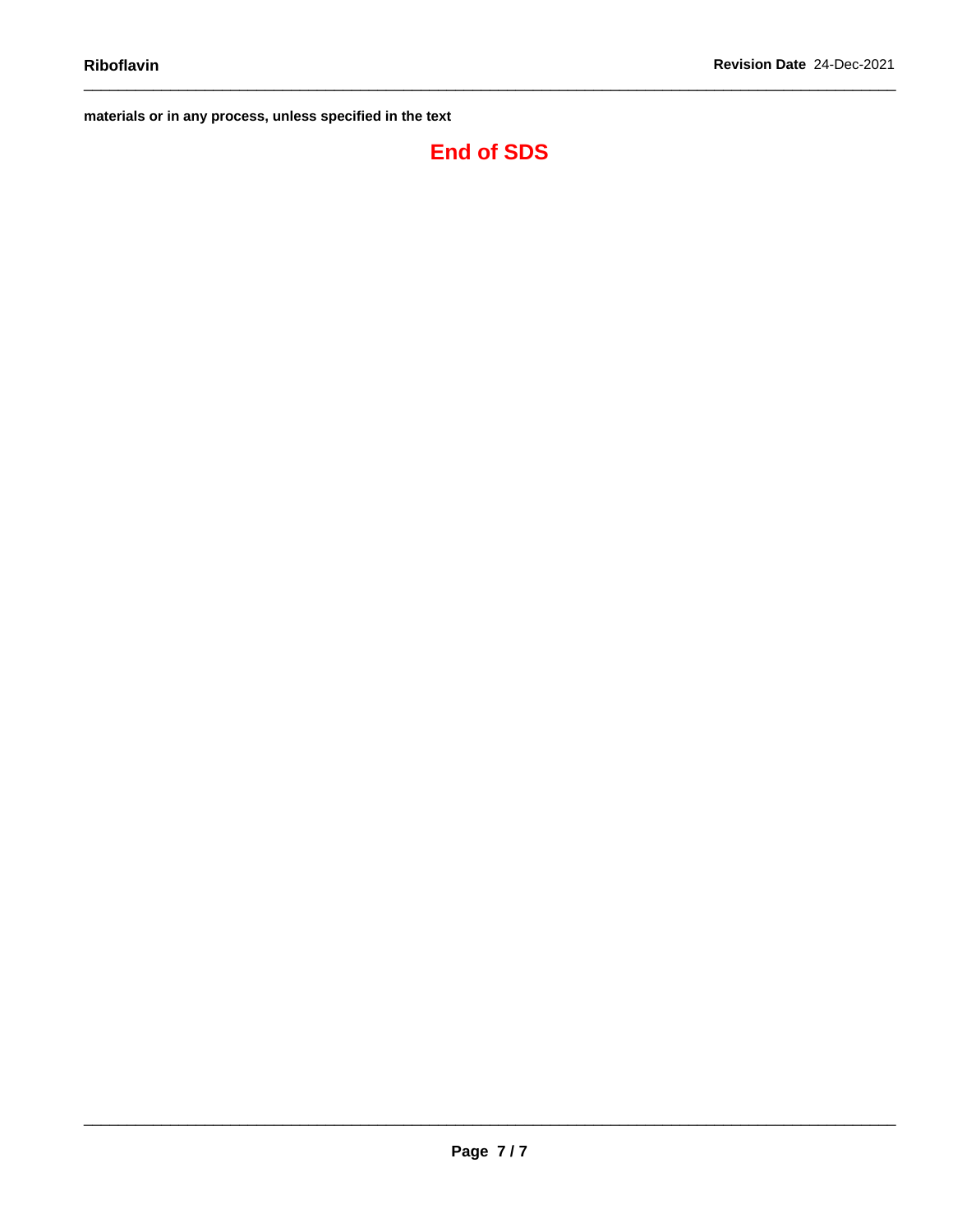**materials or in any process, unless specified in the text**

## End of SDS